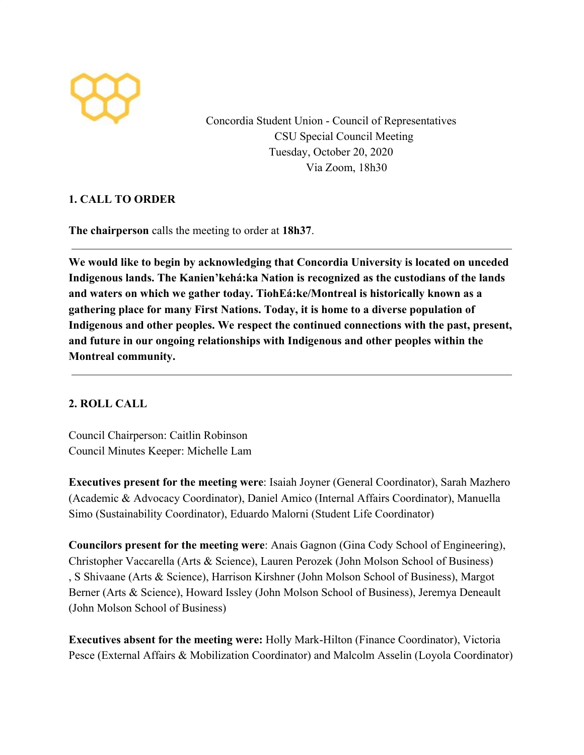Concordia Student Union - Council of Representatives
CSU Special Council Meeting
Tuesday, October 20, 2020
Via Zoom, 18h30

## 1. CALL TO ORDER

**The chairperson** calls the meeting to order at **18h37**.

---

**We would like to begin by acknowledging that Concordia University is located on unceded Indigenous lands. The Kanien'kehá:ka Nation is recognized as the custodians of the lands and waters on which we gather today. TiohEá:ke/Montreal is historically known as a gathering place for many First Nations. Today, it is home to a diverse population of Indigenous and other peoples. We respect the continued connections with the past, present, and future in our ongoing relationships with Indigenous and other peoples within the Montreal community.**

---

## 2. ROLL CALL

Council Chairperson: Caitlin Robinson
Council Minutes Keeper: Michelle Lam

**Executives present for the meeting were**: Isaiah Joyner (General Coordinator), Sarah Mazhero (Academic & Advocacy Coordinator), Daniel Amico (Internal Affairs Coordinator), Manuella Simo (Sustainability Coordinator), Eduardo Malorni (Student Life Coordinator)

**Councilors present for the meeting were**: Anais Gagnon (Gina Cody School of Engineering), Christopher Vaccarella (Arts & Science), Lauren Perozek (John Molson School of Business), S Shivaane (Arts & Science), Harrison Kirshner (John Molson School of Business), Margot Berner (Arts & Science), Howard Issley (John Molson School of Business), Jeremya Deneault (John Molson School of Business)

**Executives absent for the meeting were:** Holly Mark-Hilton (Finance Coordinator), Victoria Pesce (External Affairs & Mobilization Coordinator) and Malcolm Asselin (Loyola Coordinator)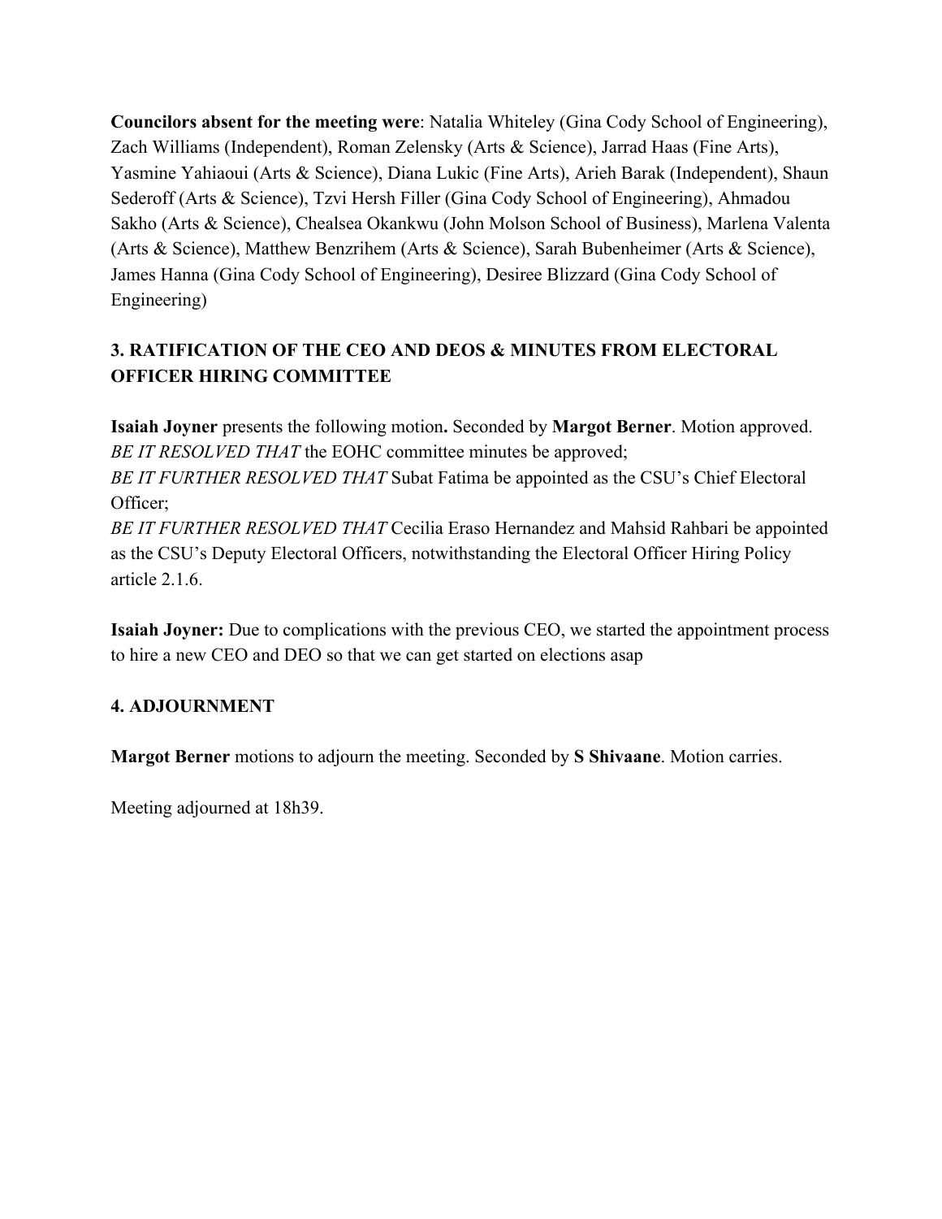**Councilors absent for the meeting were**: Natalia Whiteley (Gina Cody School of Engineering), Zach Williams (Independent), Roman Zelensky (Arts & Science), Jarrad Haas (Fine Arts), Yasmine Yahiaoui (Arts & Science), Diana Lukic (Fine Arts), Arieh Barak (Independent), Shaun Sederoff (Arts & Science), Tzvi Hersh Filler (Gina Cody School of Engineering), Ahmadou Sakho (Arts & Science), Chealsea Okankwu (John Molson School of Business), Marlena Valenta (Arts & Science), Matthew Benzrihem (Arts & Science), Sarah Bubenheimer (Arts & Science), James Hanna (Gina Cody School of Engineering), Desiree Blizzard (Gina Cody School of Engineering)

### 3. RATIFICATION OF THE CEO AND DEOS & MINUTES FROM ELECTORAL OFFICER HIRING COMMITTEE

**Isaiah Joyner** presents the following motion**.** Seconded by **Margot Berner**. Motion approved.
*BE IT RESOLVED THAT* the EOHC committee minutes be approved;
*BE IT FURTHER RESOLVED THAT* Subat Fatima be appointed as the CSU's Chief Electoral Officer;
*BE IT FURTHER RESOLVED THAT* Cecilia Eraso Hernandez and Mahsid Rahbari be appointed as the CSU's Deputy Electoral Officers, notwithstanding the Electoral Officer Hiring Policy article 2.1.6.

**Isaiah Joyner:** Due to complications with the previous CEO, we started the appointment process to hire a new CEO and DEO so that we can get started on elections asap

### 4. ADJOURNMENT

**Margot Berner** motions to adjourn the meeting. Seconded by **S Shivaane**. Motion carries.

Meeting adjourned at 18h39.